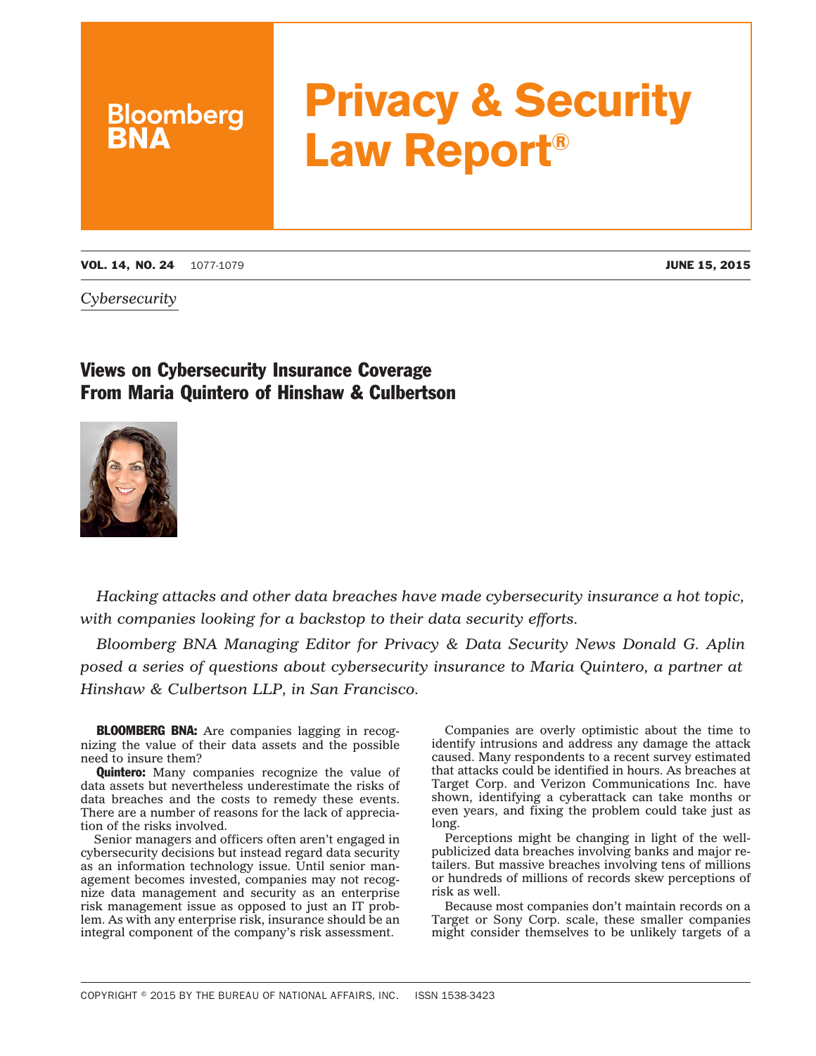# Privacy & Security Law Report®

*Cybersecurity*

## Views on Cybersecurity Insurance Coverage From Maria Quintero of Hinshaw & Culbertson

*Hacking attacks and other data breaches have made cybersecurity insurance a hot topic, with companies looking for a backstop to their data security efforts.*

*Bloomberg BNA Managing Editor for Privacy & Data Security News Donald G. Aplin posed a series of questions about cybersecurity insurance to Maria Quintero, a partner at Hinshaw & Culbertson LLP, in San Francisco.*

**BLOOMBERG BNA:** Are companies lagging in recognizing the value of their data assets and the possible need to insure them?

**Quintero:** Many companies recognize the value of data assets but nevertheless underestimate the risks of data breaches and the costs to remedy these events. There are a number of reasons for the lack of appreciation of the risks involved.

Senior managers and officers often aren't engaged in cybersecurity decisions but instead regard data security as an information technology issue. Until senior management becomes invested, companies may not recognize data management and security as an enterprise risk management issue as opposed to just an IT problem. As with any enterprise risk, insurance should be an integral component of the company's risk assessment.

Companies are overly optimistic about the time to identify intrusions and address any damage the attack caused. Many respondents to a recent survey estimated that attacks could be identified in hours. As breaches at Target Corp. and Verizon Communications Inc. have shown, identifying a cyberattack can take months or even years, and fixing the problem could take just as long.

Perceptions might be changing in light of the well-publicized data breaches involving banks and major retailers. But massive breaches involving tens of millions or hundreds of millions of records skew perceptions of risk as well.

Because most companies don't maintain records on a Target or Sony Corp. scale, these smaller companies might consider themselves to be unlikely targets of a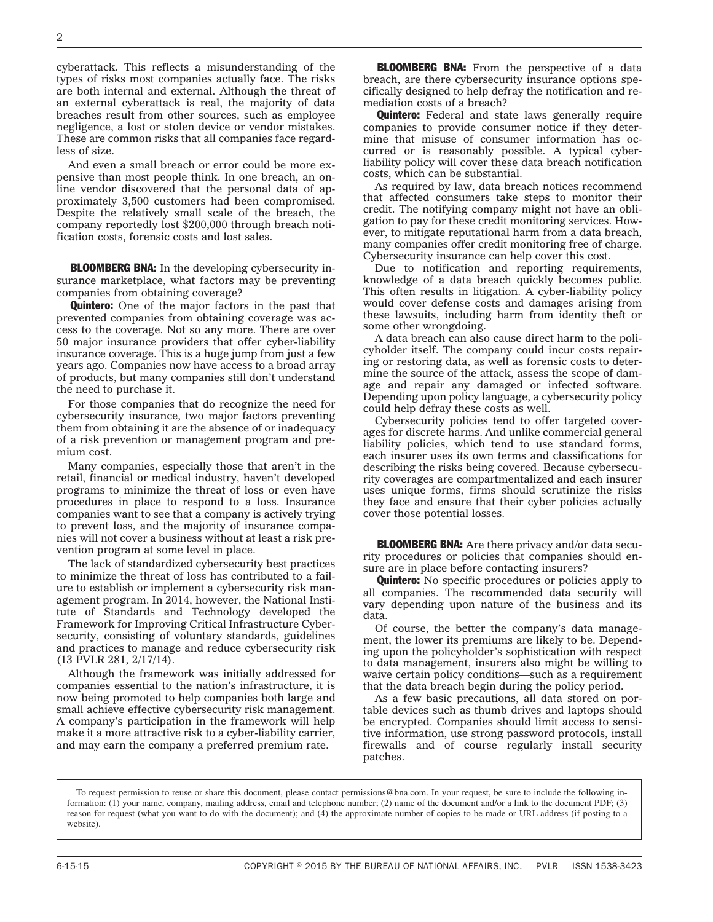cyberattack. This reflects a misunderstanding of the types of risks most companies actually face. The risks are both internal and external. Although the threat of an external cyberattack is real, the majority of data breaches result from other sources, such as employee negligence, a lost or stolen device or vendor mistakes. These are common risks that all companies face regardless of size.

And even a small breach or error could be more expensive than most people think. In one breach, an online vendor discovered that the personal data of approximately 3,500 customers had been compromised. Despite the relatively small scale of the breach, the company reportedly lost $200,000 through breach notification costs, forensic costs and lost sales.

**BLOOMBERG BNA:** In the developing cybersecurity insurance marketplace, what factors may be preventing companies from obtaining coverage?

**Quintero:** One of the major factors in the past that prevented companies from obtaining coverage was access to the coverage. Not so any more. There are over 50 major insurance providers that offer cyber-liability insurance coverage. This is a huge jump from just a few years ago. Companies now have access to a broad array of products, but many companies still don't understand the need to purchase it.

For those companies that do recognize the need for cybersecurity insurance, two major factors preventing them from obtaining it are the absence of or inadequacy of a risk prevention or management program and premium cost.

Many companies, especially those that aren't in the retail, financial or medical industry, haven't developed programs to minimize the threat of loss or even have procedures in place to respond to a loss. Insurance companies want to see that a company is actively trying to prevent loss, and the majority of insurance companies will not cover a business without at least a risk prevention program at some level in place.

The lack of standardized cybersecurity best practices to minimize the threat of loss has contributed to a failure to establish or implement a cybersecurity risk management program. In 2014, however, the National Institute of Standards and Technology developed the Framework for Improving Critical Infrastructure Cybersecurity, consisting of voluntary standards, guidelines and practices to manage and reduce cybersecurity risk (13 PVLR 281, 2/17/14).

Although the framework was initially addressed for companies essential to the nation's infrastructure, it is now being promoted to help companies both large and small achieve effective cybersecurity risk management. A company's participation in the framework will help make it a more attractive risk to a cyber-liability carrier, and may earn the company a preferred premium rate.

**BLOOMBERG BNA:** From the perspective of a data breach, are there cybersecurity insurance options specifically designed to help defray the notification and remediation costs of a breach?

**Quintero:** Federal and state laws generally require companies to provide consumer notice if they determine that misuse of consumer information has occurred or is reasonably possible. A typical cyber-liability policy will cover these data breach notification costs, which can be substantial.

As required by law, data breach notices recommend that affected consumers take steps to monitor their credit. The notifying company might not have an obligation to pay for these credit monitoring services. However, to mitigate reputational harm from a data breach, many companies offer credit monitoring free of charge. Cybersecurity insurance can help cover this cost.

Due to notification and reporting requirements, knowledge of a data breach quickly becomes public. This often results in litigation. A cyber-liability policy would cover defense costs and damages arising from these lawsuits, including harm from identity theft or some other wrongdoing.

A data breach can also cause direct harm to the policyholder itself. The company could incur costs repairing or restoring data, as well as forensic costs to determine the source of the attack, assess the scope of damage and repair any damaged or infected software. Depending upon policy language, a cybersecurity policy could help defray these costs as well.

Cybersecurity policies tend to offer targeted coverages for discrete harms. And unlike commercial general liability policies, which tend to use standard forms, each insurer uses its own terms and classifications for describing the risks being covered. Because cybersecurity coverages are compartmentalized and each insurer uses unique forms, firms should scrutinize the risks they face and ensure that their cyber policies actually cover those potential losses.

**BLOOMBERG BNA:** Are there privacy and/or data security procedures or policies that companies should ensure are in place before contacting insurers?

**Quintero:** No specific procedures or policies apply to all companies. The recommended data security will vary depending upon nature of the business and its data.

Of course, the better the company's data management, the lower its premiums are likely to be. Depending upon the policyholder's sophistication with respect to data management, insurers also might be willing to waive certain policy conditions—such as a requirement that the data breach begin during the policy period.

As a few basic precautions, all data stored on portable devices such as thumb drives and laptops should be encrypted. Companies should limit access to sensitive information, use strong password protocols, install firewalls and of course regularly install security patches.

To request permission to reuse or share this document, please contact permissions@bna.com. In your request, be sure to include the following information: (1) your name, company, mailing address, email and telephone number; (2) name of the document and/or a link to the document PDF; (3) reason for request (what you want to do with the document); and (4) the approximate number of copies to be made or URL address (if posting to a website).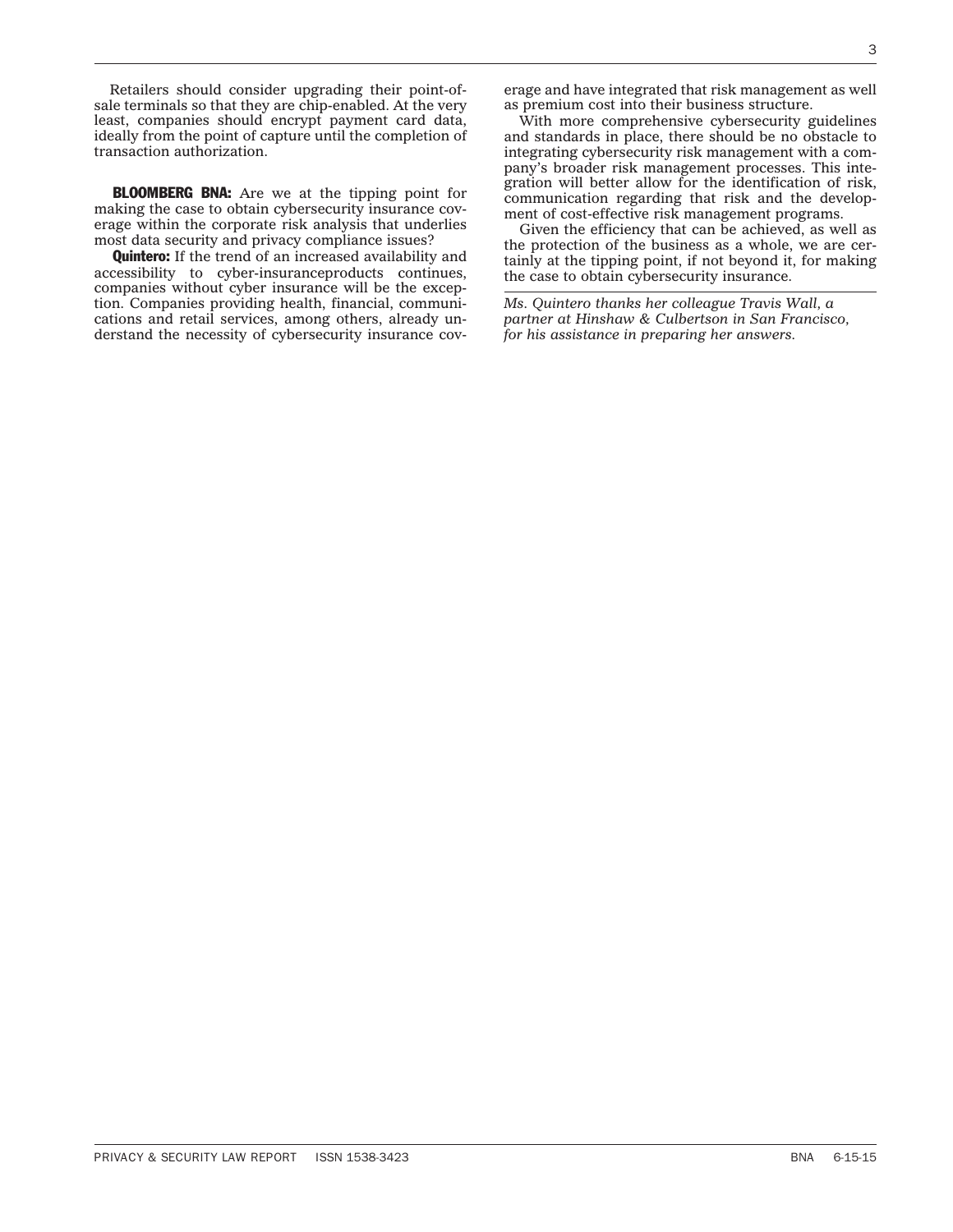Retailers should consider upgrading their point-of-sale terminals so that they are chip-enabled. At the very least, companies should encrypt payment card data, ideally from the point of capture until the completion of transaction authorization.

**BLOOMBERG BNA:** Are we at the tipping point for making the case to obtain cybersecurity insurance coverage within the corporate risk analysis that underlies most data security and privacy compliance issues?

**Quintero:** If the trend of an increased availability and accessibility to cyber-insuranceproducts continues, companies without cyber insurance will be the exception. Companies providing health, financial, communications and retail services, among others, already understand the necessity of cybersecurity insurance coverage and have integrated that risk management as well as premium cost into their business structure.

With more comprehensive cybersecurity guidelines and standards in place, there should be no obstacle to integrating cybersecurity risk management with a company's broader risk management processes. This integration will better allow for the identification of risk, communication regarding that risk and the development of cost-effective risk management programs.

Given the efficiency that can be achieved, as well as the protection of the business as a whole, we are certainly at the tipping point, if not beyond it, for making the case to obtain cybersecurity insurance.

---

*Ms. Quintero thanks her colleague Travis Wall, a partner at Hinshaw & Culbertson in San Francisco, for his assistance in preparing her answers.*